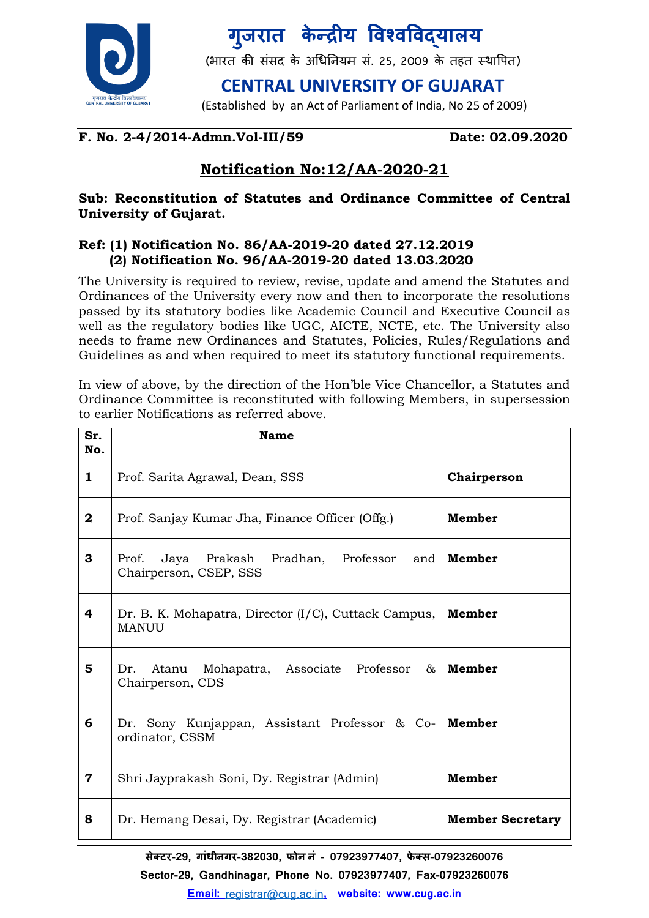# गुजरात केन्द्रीय विश्वविद्यालय

(भारत की संसद के अधिनियम सं. 25, 2009 के तहत स्थापित)

# CENTRAL UNIVERSITY OF GUJARAT

(Established by an Act of Parliament of India, No 25 of 2009)

**F. No. 2-4/2014-Admn.Vol-III/59** **Date: 02.09.2020**

## Notification No:12/AA-2020-21

**Sub: Reconstitution of Statutes and Ordinance Committee of Central University of Gujarat.**

**Ref: (1) Notification No. 86/AA-2019-20 dated 27.12.2019**
**(2) Notification No. 96/AA-2019-20 dated 13.03.2020**

The University is required to review, revise, update and amend the Statutes and Ordinances of the University every now and then to incorporate the resolutions passed by its statutory bodies like Academic Council and Executive Council as well as the regulatory bodies like UGC, AICTE, NCTE, etc. The University also needs to frame new Ordinances and Statutes, Policies, Rules/Regulations and Guidelines as and when required to meet its statutory functional requirements.

In view of above, by the direction of the Hon'ble Vice Chancellor, a Statutes and Ordinance Committee is reconstituted with following Members, in supersession to earlier Notifications as referred above.

| Sr. No. | Name | |
|---|---|---|
| **1** | Prof. Sarita Agrawal, Dean, SSS | **Chairperson** |
| **2** | Prof. Sanjay Kumar Jha, Finance Officer (Offg.) | **Member** |
| **3** | Prof. Jaya Prakash Pradhan, Professor and Chairperson, CSEP, SSS | **Member** |
| **4** | Dr. B. K. Mohapatra, Director (I/C), Cuttack Campus, MANUU | **Member** |
| **5** | Dr. Atanu Mohapatra, Associate Professor & Chairperson, CDS | **Member** |
| **6** | Dr. Sony Kunjappan, Assistant Professor & Co-ordinator, CSSM | **Member** |
| **7** | Shri Jayprakash Soni, Dy. Registrar (Admin) | **Member** |
| **8** | Dr. Hemang Desai, Dy. Registrar (Academic) | **Member Secretary** |

सेक्टर-29, गांधीनगर-382030, फोन नं - 07923977407, फेक्स-07923260076
Sector-29, Gandhinagar, Phone No. 07923977407, Fax-07923260076
Email: registrar@cug.ac.in, website: www.cug.ac.in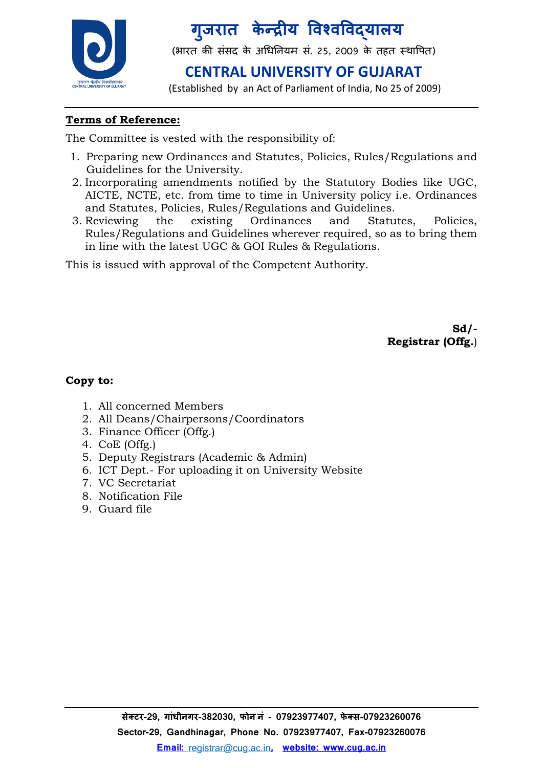# गुजरात केन्द्रीय विश्वविद्यालय

(भारत की संसद के अधिनियम सं. 25, 2009 के तहत स्थापित)

# CENTRAL UNIVERSITY OF GUJARAT

(Established by an Act of Parliament of India, No 25 of 2009)

**Terms of Reference:**

The Committee is vested with the responsibility of:

1. Preparing new Ordinances and Statutes, Policies, Rules/Regulations and Guidelines for the University.
2. Incorporating amendments notified by the Statutory Bodies like UGC, AICTE, NCTE, etc. from time to time in University policy i.e. Ordinances and Statutes, Policies, Rules/Regulations and Guidelines.
3. Reviewing the existing Ordinances and Statutes, Policies, Rules/Regulations and Guidelines wherever required, so as to bring them in line with the latest UGC & GOI Rules & Regulations.

This is issued with approval of the Competent Authority.

**Sd/-**
**Registrar (Offg.)**

**Copy to:**

1. All concerned Members
2. All Deans/Chairpersons/Coordinators
3. Finance Officer (Offg.)
4. CoE (Offg.)
5. Deputy Registrars (Academic & Admin)
6. ICT Dept.- For uploading it on University Website
7. VC Secretariat
8. Notification File
9. Guard file

सेक्टर-29, गांधीनगर-382030, फोन नं - 07923977407, फेक्स-07923260076
Sector-29, Gandhinagar, Phone No. 07923977407, Fax-07923260076
Email: registrar@cug.ac.in, website: www.cug.ac.in